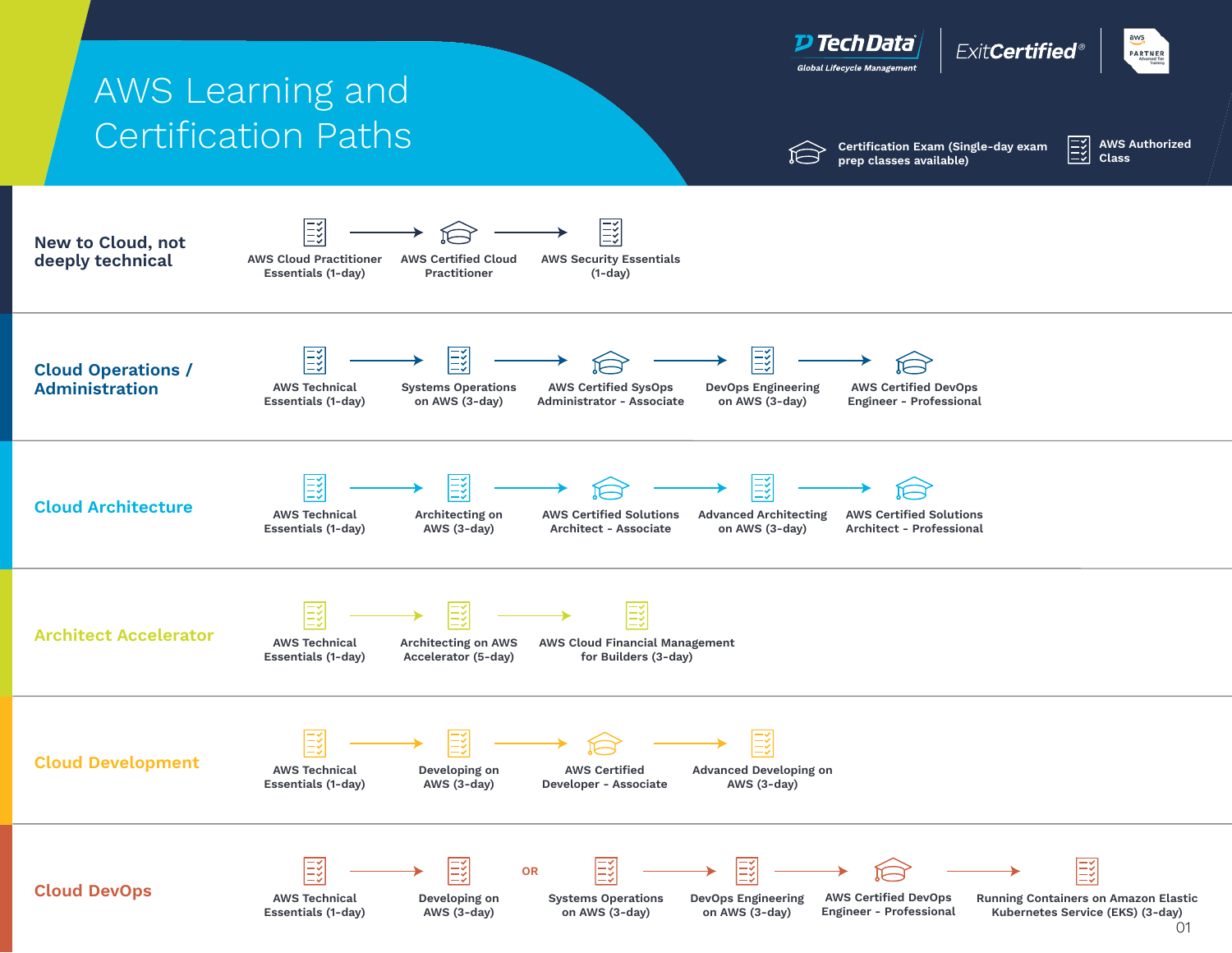# AWS Learning and Certification Paths

Tech Data — Global Lifecycle Management | ExitCertified® | aws PARTNER Advanced Tier Training

**Legend:**
- 🎓 Certification Exam (Single-day exam prep classes available)
- 📋 AWS Authorized Class

## New to Cloud, not deeply technical

AWS Cloud Practitioner Essentials (1-day) → AWS Certified Cloud Practitioner → AWS Security Essentials (1-day)

## Cloud Operations / Administration

AWS Technical Essentials (1-day) → Systems Operations on AWS (3-day) → AWS Certified SysOps Administrator - Associate → DevOps Engineering on AWS (3-day) → AWS Certified DevOps Engineer - Professional

## Cloud Architecture

AWS Technical Essentials (1-day) → Architecting on AWS (3-day) → AWS Certified Solutions Architect - Associate → Advanced Architecting on AWS (3-day) → AWS Certified Solutions Architect - Professional

## Architect Accelerator

AWS Technical Essentials (1-day) → Architecting on AWS Accelerator (5-day) → AWS Cloud Financial Management for Builders (3-day)

## Cloud Development

AWS Technical Essentials (1-day) → Developing on AWS (3-day) → AWS Certified Developer - Associate → Advanced Developing on AWS (3-day)

## Cloud DevOps

AWS Technical Essentials (1-day) → Developing on AWS (3-day) OR Systems Operations on AWS (3-day) → DevOps Engineering on AWS (3-day) → AWS Certified DevOps Engineer - Professional → Running Containers on Amazon Elastic Kubernetes Service (EKS) (3-day)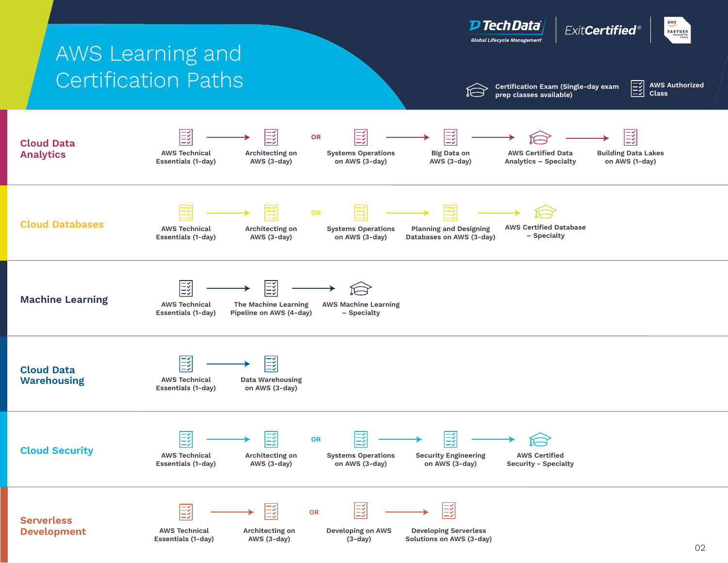# AWS Learning and Certification Paths

Tech Data — Global Lifecycle Management | ExitCertified® | aws PARTNER Advanced Tier Training

Certification Exam (Single-day exam prep classes available)

AWS Authorized Class

## Cloud Data Analytics

AWS Technical Essentials (1-day) → Architecting on AWS (3-day) OR Systems Operations on AWS (3-day) → Big Data on AWS (3-day) → AWS Certified Data Analytics – Specialty → Building Data Lakes on AWS (1-day)

## Cloud Databases

AWS Technical Essentials (1-day) → Architecting on AWS (3-day) OR Systems Operations on AWS (3-day) → Planning and Designing Databases on AWS (3-day) → AWS Certified Database – Specialty

## Machine Learning

AWS Technical Essentials (1-day) → The Machine Learning Pipeline on AWS (4-day) → AWS Machine Learning – Specialty

## Cloud Data Warehousing

AWS Technical Essentials (1-day) → Data Warehousing on AWS (3-day)

## Cloud Security

AWS Technical Essentials (1-day) → Architecting on AWS (3-day) OR Systems Operations on AWS (3-day) → Security Engineering on AWS (3-day) → AWS Certified Security - Specialty

## Serverless Development

AWS Technical Essentials (1-day) → Architecting on AWS (3-day) OR Developing on AWS (3-day) → Developing Serverless Solutions on AWS (3-day)